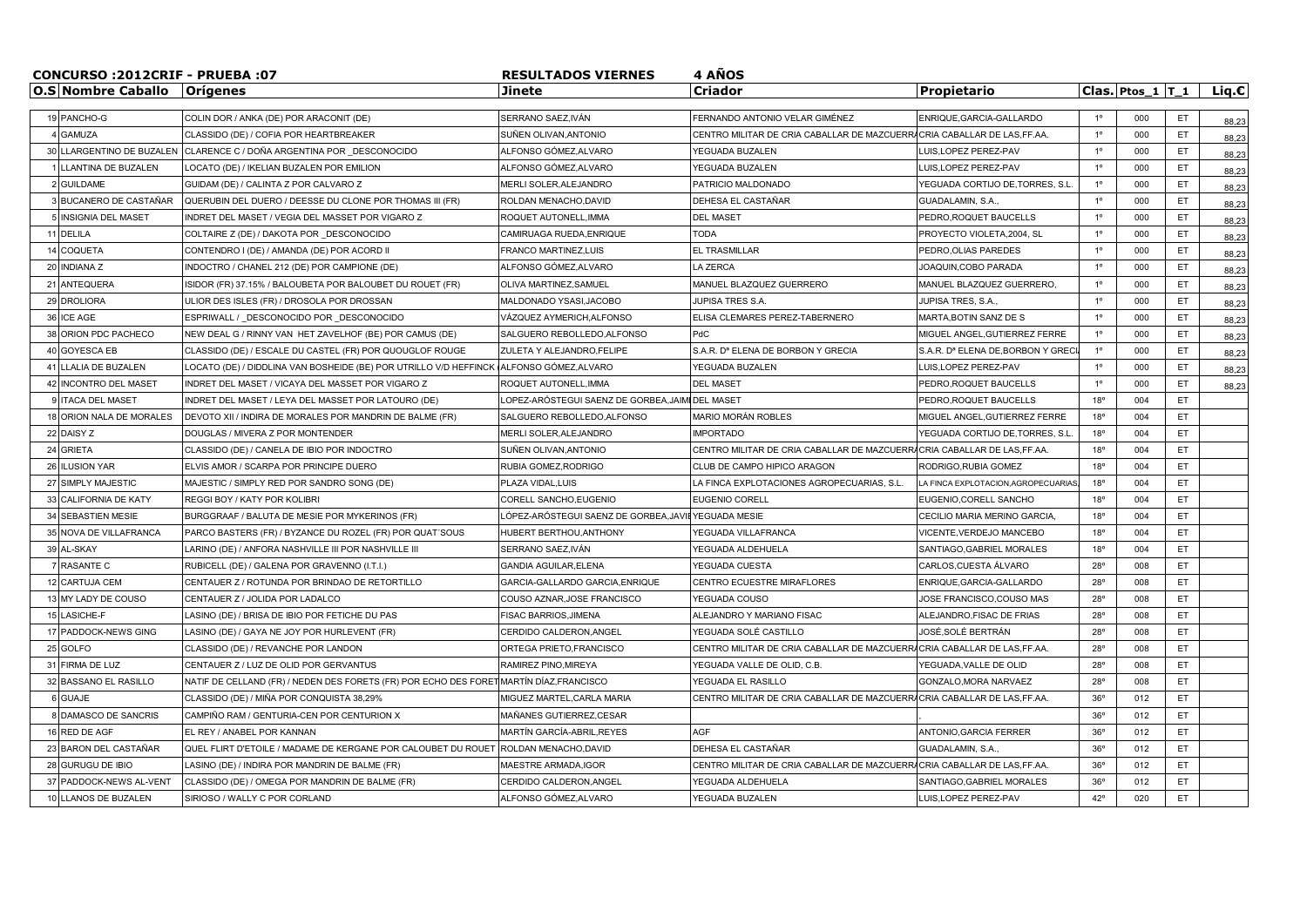**CONCURSO :2012CRIF - PRUEBA :07** **RESULTADOS VIERNES** **4 AÑOS**

| O.S | Nombre Caballo | Orígenes | Jinete | Criador | Propietario | Clas. | Ptos_1 | T_1 | Liq.€ |
|---|---|---|---|---|---|---|---|---|---|
| 19 | PANCHO-G | COLIN DOR / ANKA (DE) POR ARACONIT (DE) | SERRANO SAEZ,IVÁN | FERNANDO ANTONIO VELAR GIMÉNEZ | ENRIQUE,GARCIA-GALLARDO | 1º | 000 | ET | 88,23 |
| 4 | GAMUZA | CLASSIDO (DE) / COFIA POR HEARTBREAKER | SUÑEN OLIVAN,ANTONIO | CENTRO MILITAR DE CRIA CABALLAR DE MAZCUERRA | CRIA CABALLAR DE LAS,FF.AA. | 1º | 000 | ET | 88,23 |
| 30 | LLARGENTINO DE BUZALEN | CLARENCE C / DOÑA ARGENTINA POR _DESCONOCIDO | ALFONSO GÓMEZ,ALVARO | YEGUADA BUZALEN | LUIS,LOPEZ PEREZ-PAV | 1º | 000 | ET | 88,23 |
| 1 | LLANTINA DE BUZALEN | LOCATO (DE) / IKELIAN BUZALEN POR EMILION | ALFONSO GÓMEZ,ALVARO | YEGUADA BUZALEN | LUIS,LOPEZ PEREZ-PAV | 1º | 000 | ET | 88,23 |
| 2 | GUILDAME | GUIDAM (DE) / CALINTA Z POR CALVARO Z | MERLI SOLER,ALEJANDRO | PATRICIO MALDONADO | YEGUADA CORTIJO DE,TORRES, S.L. | 1º | 000 | ET | 88,23 |
| 3 | BUCANERO DE CASTAÑAR | QUERUBIN DEL DUERO / DEESSE DU CLONE POR THOMAS III (FR) | ROLDAN MENACHO,DAVID | DEHESA EL CASTAÑAR | GUADALAMIN, S.A., | 1º | 000 | ET | 88,23 |
| 5 | INSIGNIA DEL MASET | INDRET DEL MASET / VEGIA DEL MASSET POR VIGARO Z | ROQUET AUTONELL,IMMA | DEL MASET | PEDRO,ROQUET BAUCELLS | 1º | 000 | ET | 88,23 |
| 11 | DELILA | COLTAIRE Z (DE) / DAKOTA POR _DESCONOCIDO | CAMIRUAGA RUEDA,ENRIQUE | TODA | PROYECTO VIOLETA,2004, SL | 1º | 000 | ET | 88,23 |
| 14 | COQUETA | CONTENDRO I (DE) / AMANDA (DE) POR ACORD II | FRANCO MARTINEZ,LUIS | EL TRASMILLAR | PEDRO,OLIAS PAREDES | 1º | 000 | ET | 88,23 |
| 20 | INDIANA Z | INDOCTRO / CHANEL 212 (DE) POR CAMPIONE (DE) | ALFONSO GÓMEZ,ALVARO | LA ZERCA | JOAQUIN,COBO PARADA | 1º | 000 | ET | 88,23 |
| 21 | ANTEQUERA | ISIDOR (FR) 37.15% / BALOUBETA POR BALOUBET DU ROUET (FR) | OLIVA MARTINEZ,SAMUEL | MANUEL BLAZQUEZ GUERRERO | MANUEL BLAZQUEZ GUERRERO, | 1º | 000 | ET | 88,23 |
| 29 | DROLIORA | ULIOR DES ISLES (FR) / DROSOLA POR DROSSAN | MALDONADO YSASI,JACOBO | JUPISA TRES S.A. | JUPISA TRES, S.A., | 1º | 000 | ET | 88,23 |
| 36 | ICE AGE | ESPRIWALL / _DESCONOCIDO POR _DESCONOCIDO | VÁZQUEZ AYMERICH,ALFONSO | ELISA CLEMARES PEREZ-TABERNERO | MARTA,BOTIN SANZ DE S | 1º | 000 | ET | 88,23 |
| 38 | ORION PDC PACHECO | NEW DEAL G / RINNY VAN HET ZAVELHOF (BE) POR CAMUS (DE) | SALGUERO REBOLLEDO,ALFONSO | PdC | MIGUEL ANGEL,GUTIERREZ FERRE | 1º | 000 | ET | 88,23 |
| 40 | GOYESCA EB | CLASSIDO (DE) / ESCALE DU CASTEL (FR) POR QUOUGLOF ROUGE | ZULETA Y ALEJANDRO,FELIPE | S.A.R. Dª ELENA DE BORBON Y GRECIA | S.A.R. Dª ELENA DE,BORBON Y GRECI | 1º | 000 | ET | 88,23 |
| 41 | LLALIA DE BUZALEN | LOCATO (DE) / DIDDLINA VAN BOSHEIDE (BE) POR UTRILLO V/D HEFFINCK | ALFONSO GÓMEZ,ALVARO | YEGUADA BUZALEN | LUIS,LOPEZ PEREZ-PAV | 1º | 000 | ET | 88,23 |
| 42 | INCONTRO DEL MASET | INDRET DEL MASET / VICAYA DEL MASSET POR VIGARO Z | ROQUET AUTONELL,IMMA | DEL MASET | PEDRO,ROQUET BAUCELLS | 1º | 000 | ET | 88,23 |
| 9 | ITACA DEL MASET | INDRET DEL MASET / LEYA DEL MASSET POR LATOURO (DE) | LOPEZ-ARÓSTEGUI SAENZ DE GORBEA,JAIME | DEL MASET | PEDRO,ROQUET BAUCELLS | 18º | 004 | ET | |
| 18 | ORION NALA DE MORALES | DEVOTO XII / INDIRA DE MORALES POR MANDRIN DE BALME (FR) | SALGUERO REBOLLEDO,ALFONSO | MARIO MORÁN ROBLES | MIGUEL ANGEL,GUTIERREZ FERRE | 18º | 004 | ET | |
| 22 | DAISY Z | DOUGLAS / MIVERA Z POR MONTENDER | MERLI SOLER,ALEJANDRO | IMPORTADO | YEGUADA CORTIJO DE,TORRES, S.L. | 18º | 004 | ET | |
| 24 | GRIETA | CLASSIDO (DE) / CANELA DE IBIO POR INDOCTRO | SUÑEN OLIVAN,ANTONIO | CENTRO MILITAR DE CRIA CABALLAR DE MAZCUERRA | CRIA CABALLAR DE LAS,FF.AA. | 18º | 004 | ET | |
| 26 | ILUSION YAR | ELVIS AMOR / SCARPA POR PRINCIPE DUERO | RUBIA GOMEZ,RODRIGO | CLUB DE CAMPO HIPICO ARAGON | RODRIGO,RUBIA GOMEZ | 18º | 004 | ET | |
| 27 | SIMPLY MAJESTIC | MAJESTIC / SIMPLY RED POR SANDRO SONG (DE) | PLAZA VIDAL,LUIS | LA FINCA EXPLOTACIONES AGROPECUARIAS, S.L. | LA FINCA EXPLOTACION,AGROPECUARIAS | 18º | 004 | ET | |
| 33 | CALIFORNIA DE KATY | REGGI BOY / KATY POR KOLIBRI | CORELL SANCHO,EUGENIO | EUGENIO CORELL | EUGENIO,CORELL SANCHO | 18º | 004 | ET | |
| 34 | SEBASTIEN MESIE | BURGGRAAF / BALUTA DE MESIE POR MYKERINOS (FR) | LÓPEZ-ARÓSTEGUI SAENZ DE GORBEA,JAVIER | YEGUADA MESIE | CECILIO MARIA MERINO GARCIA, | 18º | 004 | ET | |
| 35 | NOVA DE VILLAFRANCA | PARCO BASTERS (FR) / BYZANCE DU ROZEL (FR) POR QUAT´SOUS | HUBERT BERTHOU,ANTHONY | YEGUADA VILLAFRANCA | VICENTE,VERDEJO MANCEBO | 18º | 004 | ET | |
| 39 | AL-SKAY | LARINO (DE) / ANFORA NASHVILLE III POR NASHVILLE III | SERRANO SAEZ,IVÁN | YEGUADA ALDEHUELA | SANTIAGO,GABRIEL MORALES | 18º | 004 | ET | |
| 7 | RASANTE C | RUBICELL (DE) / GALENA POR GRAVENNO (I.T.I.) | GANDIA AGUILAR,ELENA | YEGUADA CUESTA | CARLOS,CUESTA ÁLVARO | 28º | 008 | ET | |
| 12 | CARTUJA CEM | CENTAUER Z / ROTUNDA POR BRINDAO DE RETORTILLO | GARCIA-GALLARDO GARCIA,ENRIQUE | CENTRO ECUESTRE MIRAFLORES | ENRIQUE,GARCIA-GALLARDO | 28º | 008 | ET | |
| 13 | MY LADY DE COUSO | CENTAUER Z / JOLIDA POR LADALCO | COUSO AZNAR,JOSE FRANCISCO | YEGUADA COUSO | JOSE FRANCISCO,COUSO MAS | 28º | 008 | ET | |
| 15 | LASICHE-F | LASINO (DE) / BRISA DE IBIO POR FETICHE DU PAS | FISAC BARRIOS,JIMENA | ALEJANDRO Y MARIANO FISAC | ALEJANDRO,FISAC DE FRIAS | 28º | 008 | ET | |
| 17 | PADDOCK-NEWS GING | LASINO (DE) / GAYA NE JOY POR HURLEVENT (FR) | CERDIDO CALDERON,ANGEL | YEGUADA SOLÉ CASTILLO | JOSÉ,SOLÉ BERTRÁN | 28º | 008 | ET | |
| 25 | GOLFO | CLASSIDO (DE) / REVANCHE POR LANDON | ORTEGA PRIETO,FRANCISCO | CENTRO MILITAR DE CRIA CABALLAR DE MAZCUERRA | CRIA CABALLAR DE LAS,FF.AA. | 28º | 008 | ET | |
| 31 | FIRMA DE LUZ | CENTAUER Z / LUZ DE OLID POR GERVANTUS | RAMIREZ PINO,MIREYA | YEGUADA VALLE DE OLID, C.B. | YEGUADA,VALLE DE OLID | 28º | 008 | ET | |
| 32 | BASSANO EL RASILLO | NATIF DE CELLAND (FR) / NEDEN DES FORETS (FR) POR ECHO DES FORET | MARTÍN DÍAZ,FRANCISCO | YEGUADA EL RASILLO | GONZALO,MORA NARVAEZ | 28º | 008 | ET | |
| 6 | GUAJE | CLASSIDO (DE) / MIÑA POR CONQUISTA 38,29% | MIGUEZ MARTEL,CARLA MARIA | CENTRO MILITAR DE CRIA CABALLAR DE MAZCUERRA | CRIA CABALLAR DE LAS,FF.AA. | 36º | 012 | ET | |
| 8 | DAMASCO DE SANCRIS | CAMPIÑO RAM / GENTURIA-CEN POR CENTURION X | MAÑANES GUTIERREZ,CESAR | | . | 36º | 012 | ET | |
| 16 | RED DE AGF | EL REY / ANABEL POR KANNAN | MARTÍN GARCÍA-ABRIL,REYES | AGF | ANTONIO,GARCIA FERRER | 36º | 012 | ET | |
| 23 | BARON DEL CASTAÑAR | QUEL FLIRT D'ETOILE / MADAME DE KERGANE POR CALOUBET DU ROUET | ROLDAN MENACHO,DAVID | DEHESA EL CASTAÑAR | GUADALAMIN, S.A., | 36º | 012 | ET | |
| 28 | GURUGU DE IBIO | LASINO (DE) / INDIRA POR MANDRIN DE BALME (FR) | MAESTRE ARMADA,IGOR | CENTRO MILITAR DE CRIA CABALLAR DE MAZCUERRA | CRIA CABALLAR DE LAS,FF.AA. | 36º | 012 | ET | |
| 37 | PADDOCK-NEWS AL-VENT | CLASSIDO (DE) / OMEGA POR MANDRIN DE BALME (FR) | CERDIDO CALDERON,ANGEL | YEGUADA ALDEHUELA | SANTIAGO,GABRIEL MORALES | 36º | 012 | ET | |
| 10 | LLANOS DE BUZALEN | SIRIOSO / WALLY C POR CORLAND | ALFONSO GÓMEZ,ALVARO | YEGUADA BUZALEN | LUIS,LOPEZ PEREZ-PAV | 42º | 020 | ET | |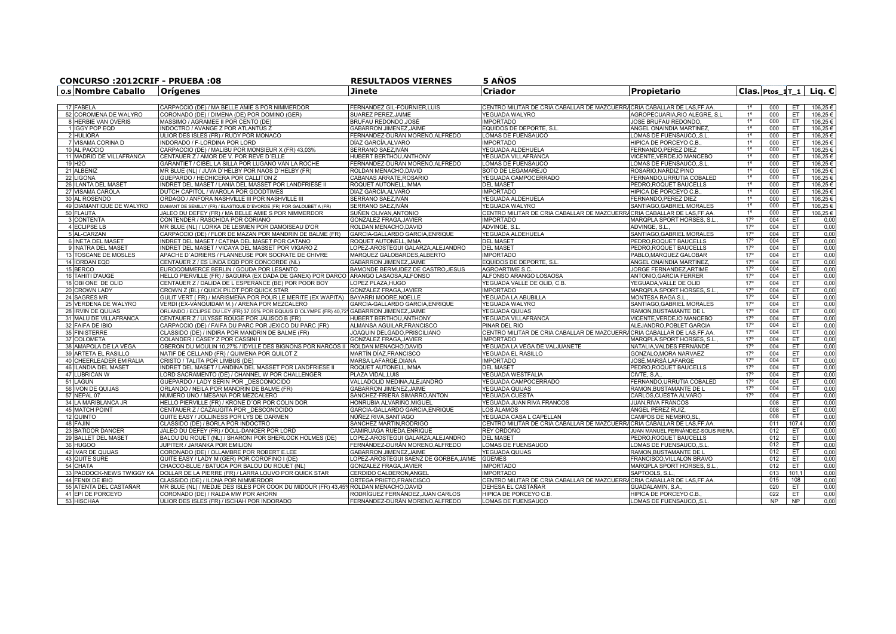**CONCURSO :2012CRIF - PRUEBA :08** **RESULTADOS VIERNES** **5 AÑOS**

| O.S | Nombre Caballo | Orígenes | Jinete | Criador | Propietario | Clas. | Ptos_1 | T_1 | Liq. € |
|---|---|---|---|---|---|---|---|---|---|
| 17 | FABELA | CARPACCIO (DE) / MA BELLE AMIE S POR NIMMERDOR | FERNÁNDEZ GIL-FOURNIER,LUIS | CENTRO MILITAR DE CRIA CABALLAR DE MAZCUERRA | CRIA CABALLAR DE LAS,FF.AA. | 1º | 000 | ET | 106,25 € |
| 52 | COROMENA DE WALYRO | CORONADO (DE) / DIMENA (DE) POR DOMINO (GER) | SUAREZ PEREZ,JAIME | YEGUADA WALYRO | AGROPECUARIA,RIO ALEGRE, S.L | 1º | 000 | ET | 106,25 € |
| 8 | HERBIE VAN OVERIS | MASSIMO / AGRAMEE II POR CENTO (DE) | BRUFAU REDONDO,JOSÉ | IMPORTADO | JOSE BRUFAU REDONDO, | 1º | 000 | ET | 106,25 € |
| 1 | IGGY POP EQD | INDOCTRO / AVANGE Z POR ATLANTUS Z | GABARRON JIMENEZ,JAIME | EQUIDOS DE DEPORTE, S.L. | ANGEL ONAINDIA MARTINEZ, | 1º | 000 | ET | 106,25 € |
| 2 | HULIORA | ULIOR DES ISLES (FR) / RUDY POR MONACO | FERNÁNDEZ-DURÁN MORENO,ALFREDO | LOMAS DE FUENSAUCO | LOMAS DE FUENSAUCO,,S.L. | 1º | 000 | ET | 106,25 € |
| 7 | VISAMA CORINA D | INDORADO / F-LORDINA POR LORD | DÍAZ GARCÍA,ALVARO | IMPORTADO | HIPICA DE PORCEYO C.B., | 1º | 000 | ET | 106,25 € |
| 10 | AL PACCIO | CARPACCIO (DE) / MALIBU POR MONSIEUR X (FR) 43,03% | SERRANO SAEZ,IVÁN | YEGUADA ALDEHUELA | FERNANDO,PEREZ DIEZ | 1º | 000 | ET | 106,25 € |
| 11 | MADRID DE VILLAFRANCA | CENTAUER Z / AMOR DE V. POR REVE D´ELLE | HUBERT BERTHOU,ANTHONY | YEGUADA VILLAFRANCA | VICENTE,VERDEJO MANCEBO | 1º | 000 | ET | 106,25 € |
| 19 | H2O | GARANTIET / CIBEL LA SILLA POR LUGANO VAN LA ROCHE | FERNÁNDEZ-DURÁN MORENO,ALFREDO | LOMAS DE FUENSAUCO | LOMAS DE FUENSAUCO,,S.L. | 1º | 000 | ET | 106,25 € |
| 21 | ALBENIZ | MR BLUE (NL) / JUVA D´HELBY POR NAOS D´HELBY (FR) | ROLDAN MENACHO,DAVID | SOTO DE LEGAMAREJO | ROSARIO,NARDIZ PINO | 1º | 000 | ET | 106,25 € |
| 22 | LIGONA | GUEPARDO / HECHICERA POR CALLITON Z | CABANAS ARRATE,ROSARIO | YEGUADA CAMPOCERRADO | FERNANDO,URRUTIA COBALED | 1º | 000 | ET | 106,25 € |
| 26 | ILANTA DEL MASET | INDRET DEL MASET / LANIA DEL MASSET POR LANDFRIESE II | ROQUET AUTONELL,IMMA | DEL MASET | PEDRO,ROQUET BAUCELLS | 1º | 000 | ET | 106,25 € |
| 27 | VISAMA CAROLA | DUTCH CAPITOL / WAROLA POR GOODTIMES | DÍAZ GARCÍA,ALVARO | IMPORTADO | HIPICA DE PORCEYO C.B., | 1º | 000 | ET | 106,25 € |
| 30 | AL ROSENDO | ORDAGO / ANFORA NASHVILLE III POR NASHVILLE III | SERRANO SAEZ,IVÁN | YEGUADA ALDEHUELA | FERNANDO,PEREZ DIEZ | 1º | 000 | ET | 106,25 € |
| 49 | DIAMANTIQUE DE WALYRO | DIAMANT DE SEMILLY (FR) / ELASTIQUE D´EVORDE (FR) POR GALOUBET A (FR) | SERRANO SAEZ,IVÁN | YEGUADA WALYRO | SANTIAGO,GABRIEL MORALES | 1º | 000 | ET | 106,25 € |
| 50 | FLAUTA | JALEO DU DEFEY (FR) / MA BELLE AMIE S POR NIMMERDOR | SUÑEN OLIVAN,ANTONIO | CENTRO MILITAR DE CRIA CABALLAR DE MAZCUERRA | CRIA CABALLAR DE LAS,FF.AA. | 1º | 000 | ET | 106,25 € |
| 3 | CONTENTA | CONTENDER / RASCHIDA POR CORIANO | GONZALEZ FRAGA,JAVIER | IMPORTADO | MARQPLA SPORT HORSES, S.L., | 17º | 004 | ET | 0,00 |
| 4 | ECLIPSE LB | MR BLUE (NL) / LORKA DE LESMEN POR DAMOISEAU D'OR | ROLDAN MENACHO,DAVID | ADVINGE, S.L. | ADVINGE, S.L., | 17º | 004 | ET | 0,00 |
| 5 | AL-CARZAN | CARPACCIO (DE) / FLOR DE MAZAN POR MANDRIN DE BALME (FR) | GARCIA-GALLARDO GARCIA,ENRIQUE | YEGUADA ALDEHUELA | SANTIAGO,GABRIEL MORALES | 17º | 004 | ET | 0,00 |
| 6 | INETA DEL MASET | INDRET DEL MASET / CATINA DEL MASET POR CATANO | ROQUET AUTONELL,IMMA | DEL MASET | PEDRO,ROQUET BAUCELLS | 17º | 004 | ET | 0,00 |
| 9 | INATRA DEL MASET | INDRET DEL MASET / VICAYA DEL MASSET POR VIGARO Z | LOPEZ-AROSTEGUI GALARZA,ALEJANDRO | DEL MASET | PEDRO,ROQUET BAUCELLS | 17º | 004 | ET | 0,00 |
| 13 | TOSCANE DE MOSLES | APACHE D´ADRIERS / FLANNEUSE POR SOCRATE DE CHIVRE | MARQUEZ GALOBARDES,ALBERTO | IMPORTADO | PABLO,MARQUEZ GALOBAR | 17º | 004 | ET | 0,00 |
| 14 | IORDAN EQD | CENTAUER Z / ES LINDA EQD POR CONCORDE (NL) | GABARRON JIMENEZ,JAIME | EQUIDOS DE DEPORTE, S.L. | ANGEL ONAINDIA MARTINEZ, | 17º | 004 | ET | 0,00 |
| 15 | BERCO | EUROCOMMERCE BERLIN / GOUDA POR LESANTO | BAMONDE BERMUDEZ DE CASTRO,JESUS | AGROARTIME S.C. | JORGE FERNANDEZ,ARTIME | 17º | 004 | ET | 0,00 |
| 16 | TAHITI D'AUGE | HELLO PIERVILLE (FR) / BAGUIRA (EX DADA DE GANEX) POR DARCO | ARANGO LASAOSA,ALFONSO | ALFONSO ARANGO LOSAOSA | ANTONIO,GARCIA FERRER | 17º | 004 | ET | 0,00 |
| 18 | OBI ONE DE OLID | CENTAUER Z / DALIDA DE L´ESPERANCE (BE) POR POOR BOY | LOPEZ PLAZA,HUGO | YEGUADA VALLE DE OLID, C.B. | YEGUADA,VALLE DE OLID | 17º | 004 | ET | 0,00 |
| 20 | CROWN LADY | CROWN Z (BL) / QUICK PILOT POR QUICK STAR | GONZALEZ FRAGA,JAVIER | IMPORTADO | MARQPLA SPORT HORSES, S.L., | 17º | 004 | ET | 0,00 |
| 24 | SAGRES MR | GULIT VERT ( FR) / MARISMEÑA POR POUR LE MERITE (EX WAPITA) | BAYARRI MOORE,NOELLE | YEGUADA LA ABUBILLA | MONTESA RAGA S.L., | 17º | 004 | ET | 0,00 |
| 25 | VERDENA DE WALYRO | VERDI (EX-VANQUIDAM M.) / ARENA POR MEZCALERO | GARCIA-GALLARDO GARCIA,ENRIQUE | YEGUADA WALYRO | SANTIAGO,GABRIEL MORALES | 17º | 004 | ET | 0,00 |
| 28 | IRVIN DE QUIJAS | ORLANDO / ECLIPSE DU LEY (FR) 37,05% POR EQUUS D´OLYMPE (FR) 40,72% | GABARRON JIMENEZ,JAIME | YEGUADA QUIJAS | RAMON,BUSTAMANTE DE L | 17º | 004 | ET | 0,00 |
| 31 | MALU DE VILLAFRANCA | CENTAUER Z / ULYSSE ROUGE POR JALISCO B (FR) | HUBERT BERTHOU,ANTHONY | YEGUADA VILLAFRANCA | VICENTE,VERDEJO MANCEBO | 17º | 004 | ET | 0,00 |
| 32 | FAIFA DE IBIO | CARPACCIO (DE) / FAIFA DU PARC POR JEXICO DU PARC (FR) | ALMANSA AGUILAR,FRANCISCO | PINAR DEL RIO | ALEJANDRO,POBLET GARCIA | 17º | 004 | ET | 0,00 |
| 35 | FINISTERRE | CLASSIDO (DE) / INDIRA POR MANDRIN DE BALME (FR) | JOAQUIN DELGADO,PRISCILIANO | CENTRO MILITAR DE CRIA CABALLAR DE MAZCUERRA | CRIA CABALLAR DE LAS,FF.AA. | 17º | 004 | ET | 0,00 |
| 37 | COLOMETA | COLANDER / CASEY Z POR CASSINI I | GONZALEZ FRAGA,JAVIER | IMPORTADO | MARQPLA SPORT HORSES, S.L., | 17º | 004 | ET | 0,00 |
| 38 | AMAPOLA DE LA VEGA | OBERON DU MOULIN 10,27% / IDYLLE DES BIGNONS POR NARCOS II | ROLDAN MENACHO,DAVID | YEGUADA LA VEGA DE VALJUANETE | NATALIA,VALDES FERNÁNDE | 17º | 004 | ET | 0,00 |
| 39 | ARTETA EL RASILLO | NATIF DE CELLAND (FR) / QUIMENA POR QUILOT Z | MARTÍN DÍAZ,FRANCISCO | YEGUADA EL RASILLO | GONZALO,MORA NARVAEZ | 17º | 004 | ET | 0,00 |
| 40 | CHEERLEADER EMIRALIA | CRISTO / TALITA POR LIMBUS (DE) | MARSA LAFARGE,DIANA | IMPORTADO | JOSÉ,MARSÁ LAFARGE | 17º | 004 | ET | 0,00 |
| 46 | ILANDIA DEL MASET | INDRET DEL MASET / LANDINA DEL MASSET POR LANDFRIESE II | ROQUET AUTONELL,IMMA | DEL MASET | PEDRO,ROQUET BAUCELLS | 17º | 004 | ET | 0,00 |
| 47 | LUBRICAN W | LORD SACRAMENTO (DE) / CHANNEL W POR CHALLENGER | PLAZA VIDAL,LUIS | YEGUADA WESTFALIA | CIVTE, S.A., | 17º | 004 | ET | 0,00 |
| 51 | LAGUN | GUEPARDO / LADY SERIN POR _DESCONOCIDO | VALLADOLID MEDINA,ALEJANDRO | YEGUADA CAMPOCERRADO | FERNANDO,URRUTIA COBALED | 17º | 004 | ET | 0,00 |
| 56 | IVON DE QUIJAS | ORLANDO / NEILA POR MANDRIN DE BALME (FR) | GABARRON JIMENEZ,JAIME | YEGUADA QUIJAS | RAMON,BUSTAMANTE DE L | 17º | 004 | ET | 0,00 |
| 57 | NEPAL 07 | NUMERO UNO / MESANA POR MEZCALERO | SÁNCHEZ-FRIERA SIMARRO,ANTON | YEGUADA CUESTA | CARLOS,CUESTA ALVARO | 17º | 004 | ET | 0,00 |
| 34 | LA MARIBLANCA JR | HELLO PIERVILLE (FR) / KRONE D´OR POR COLIN DOR | HONRUBIA ALVARIÑO,MIGUEL | YEGUADA JUAN RIVA FRANCOS | JUAN,RIVA FRANCOS | | 008 | ET | 0,00 |
| 45 | MATCH POINT | CENTAUER Z / CAZAUGITA POR _DESCONOCIDO | GARCIA-GALLARDO GARCIA,ENRIQUE | LOS ALAMOS | ÁNGEL PÉREZ RUÍZ, | | 008 | ET | 0,00 |
| 12 | QUINTO | QUITE EASY / JOLLINESS POR LYS DE DARMEN | NÚÑEZ RIVA,SANTIAGO | YEGUADA CASA L CAPELLAN | CAMPOS DE NEMBRO,SL, | | 008 | ET | 0,00 |
| 48 | FAJIN | CLASSIDO (DE) / BORLA POR INDOCTRO | SANCHEZ MARTIN,RODRIGO | CENTRO MILITAR DE CRIA CABALLAR DE MAZCUERRA | CRIA CABALLAR DE LAS,FF.AA. | | 011 | 107,4 | 0,00 |
| 23 | BATIDOR DANCER | JALEO DU DEFEY (FR) / DOLL-DANCER POR LORD | CAMIRUAGA RUEDA,ENRIQUE | REY ORDOÑO | JUAN MANUEL FERNÁNDEZ-SOLIS RIERA, | | 012 | ET | 0,00 |
| 29 | BALLET DEL MASET | BALOU DU ROUET (NL) / SHARONI POR SHERLOCK HOLMES (DE) | LOPEZ-AROSTEGUI GALARZA,ALEJANDRO | DEL MASET | PEDRO,ROQUET BAUCELLS | | 012 | ET | 0,00 |
| 36 | HUGOO | JUPITER / JARANKA POR EMILION | FERNÁNDEZ-DURÁN MORENO,ALFREDO | LOMAS DE FUENSAUCO | LOMAS DE FUENSAUCO,,S.L. | | 012 | ET | 0,00 |
| 42 | IVAR DE QUIJAS | CORONADO (DE) / OLLAMBRE POR ROBERT E.LEE | GABARRON JIMENEZ,JAIME | YEGUADA QUIJAS | RAMON,BUSTAMANTE DE L | | 012 | ET | 0,00 |
| 43 | QUITE SURE | QUITE EASY / LADY M (GER) POR COROFINO I (DE) | LOPEZ-AROSTEGUI SAENZ DE GORBEA,JAIME | GÜEMES | FRANCISCO,VILLALON BRAVO | | 012 | ET | 0,00 |
| 54 | CHATA | CHACCO-BLUE / BATUCA POR BALOU DU ROUET (NL) | GONZALEZ FRAGA,JAVIER | IMPORTADO | MARQPLA SPORT HORSES, S.L., | | 012 | ET | 0,00 |
| 33 | PADDOCK-NEWS TWIGGY KA | DOLLAR DE LA PIERRE (FR) / LARRA LOUVO POR QUICK STAR | CERDIDO CALDERON,ANGEL | IMPORTADO | SAPTOOLS, S.L., | | 013 | 101,1 | 0,00 |
| 44 | FENIX DE IBIO | CLASSIDO (DE) / ILONA POR NIMMERDOR | ORTEGA PRIETO,FRANCISCO | CENTRO MILITAR DE CRIA CABALLAR DE MAZCUERRA | CRIA CABALLAR DE LAS,FF.AA. | | 015 | 108 | 0,00 |
| 55 | ATENTA DEL CASTAÑAR | MR BLUE (NL) / MEDJE DES ISLES POR COOK DU MIDOUR (FR) 43,45% | ROLDAN MENACHO,DAVID | DEHESA EL CASTAÑAR | GUADALAMIN, S.A., | | 020 | ET | 0,00 |
| 41 | EPI DE PORCEYO | CORONADO (DE) / RALDA MW POR AHORN | RODRÍGUEZ FERNÁNDEZ,JUAN CARLOS | HIPICA DE PORCEYO C.B. | HIPICA DE PORCEYO C.B., | | 022 | ET | 0,00 |
| 53 | HISCHAA | ULIOR DES ISLES (FR) / ISCHAH POR INDORADO | FERNÁNDEZ-DURÁN MORENO,ALFREDO | LOMAS DE FUENSAUCO | LOMAS DE FUENSAUCO,,S.L. | | NP | NP | 0,00 |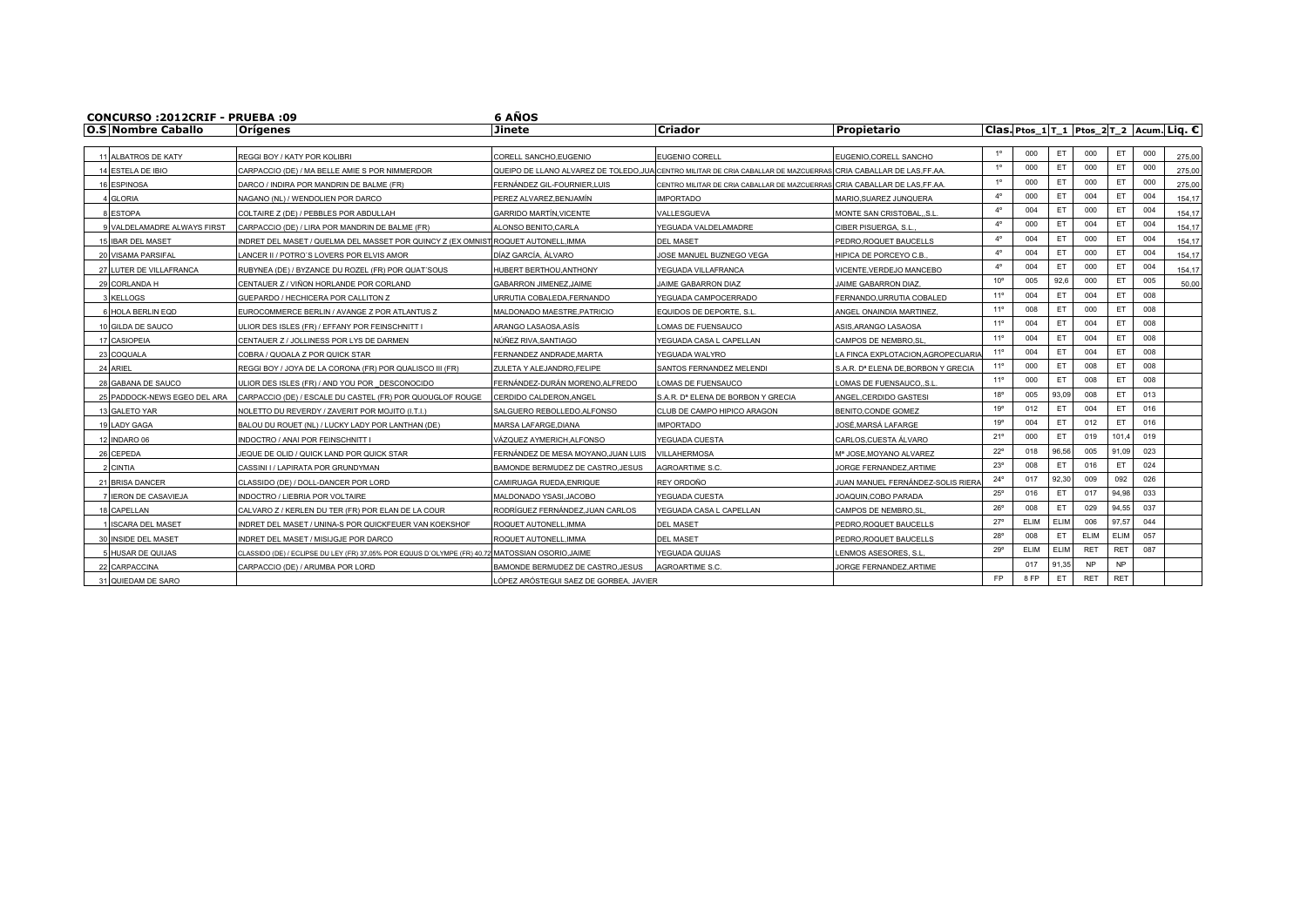**CONCURSO :2012CRIF - PRUEBA :09** **6 AÑOS**

| O.S | Nombre Caballo | Orígenes | Jinete | Criador | Propietario | Clas. | Ptos_1 | T_1 | Ptos_2 | T_2 | Acum. | Liq. € |
|---|---|---|---|---|---|---|---|---|---|---|---|---|
| 11 | ALBATROS DE KATY | REGGI BOY / KATY POR KOLIBRI | CORELL SANCHO,EUGENIO | EUGENIO CORELL | EUGENIO,CORELL SANCHO | 1° | 000 | ET | 000 | ET | 000 | 275,00 |
| 14 | ESTELA DE IBIO | CARPACCIO (DE) / MA BELLE AMIE S POR NIMMERDOR | QUEIPO DE LLANO ALVAREZ DE TOLEDO,JUA | CENTRO MILITAR DE CRIA CABALLAR DE MAZCUERRAS | CRIA CABALLAR DE LAS,FF.AA. | 1° | 000 | ET | 000 | ET | 000 | 275,00 |
| 16 | ESPINOSA | DARCO / INDIRA POR MANDRIN DE BALME (FR) | FERNÁNDEZ GIL-FOURNIER,LUIS | CENTRO MILITAR DE CRIA CABALLAR DE MAZCUERRAS | CRIA CABALLAR DE LAS,FF.AA. | 1° | 000 | ET | 000 | ET | 000 | 275,00 |
| 4 | GLORIA | NAGANO (NL) / WENDOLIEN POR DARCO | PEREZ ALVAREZ,BENJAMÍN | IMPORTADO | MARIO,SUAREZ JUNQUERA | 4° | 000 | ET | 004 | ET | 004 | 154,17 |
| 8 | ESTOPA | COLTAIRE Z (DE) / PEBBLES POR ABDULLAH | GARRIDO MARTÍN,VICENTE | VALLESGUEVA | MONTE SAN CRISTOBAL,,S.L. | 4° | 004 | ET | 000 | ET | 004 | 154,17 |
| 9 | VALDELAMADRE ALWAYS FIRST | CARPACCIO (DE) / LIRA POR MANDRIN DE BALME (FR) | ALONSO BENITO,CARLA | YEGUADA VALDELAMADRE | CIBER PISUERGA, S.L., | 4° | 000 | ET | 004 | ET | 004 | 154,17 |
| 15 | IBAR DEL MASET | INDRET DEL MASET / QUELMA DEL MASSET POR QUINCY Z (EX OMNIST | ROQUET AUTONELL,IMMA | DEL MASET | PEDRO,ROQUET BAUCELLS | 4° | 004 | ET | 000 | ET | 004 | 154,17 |
| 20 | VISAMA PARSIFAL | LANCER II / POTRO´S LOVERS POR ELVIS AMOR | DÍAZ GARCÍA, ÁLVARO | JOSE MANUEL BUZNEGO VEGA | HIPICA DE PORCEYO C.B., | 4° | 004 | ET | 000 | ET | 004 | 154,17 |
| 27 | LUTER DE VILLAFRANCA | RUBYNEA (DE) / BYZANCE DU ROZEL (FR) POR QUAT´SOUS | HUBERT BERTHOU,ANTHONY | YEGUADA VILLAFRANCA | VICENTE,VERDEJO MANCEBO | 4° | 004 | ET | 000 | ET | 004 | 154,17 |
| 29 | CORLANDA H | CENTAUER Z / VIÑON HORLANDE POR CORLAND | GABARRON JIMENEZ,JAIME | JAIME GABARRON DIAZ | JAIME GABARRON DIAZ, | 10° | 005 | 92,6 | 000 | ET | 005 | 50,00 |
| 3 | KELLOGS | GUEPARDO / HECHICERA POR CALLITON Z | URRUTIA COBALEDA,FERNANDO | YEGUADA CAMPOCERRADO | FERNANDO,URRUTIA COBALED | 11° | 004 | ET | 004 | ET | 008 | |
| 6 | HOLA BERLIN EQD | EUROCOMMERCE BERLIN / AVANGE Z POR ATLANTUS Z | MALDONADO MAESTRE,PATRICIO | EQUIDOS DE DEPORTE, S.L. | ANGEL ONAINDIA MARTINEZ, | 11° | 008 | ET | 000 | ET | 008 | |
| 10 | GILDA DE SAUCO | ULIOR DES ISLES (FR) / EFFANY POR FEINSCHNITT I | ARANGO LASAOSA,ASÍS | LOMAS DE FUENSAUCO | ASIS,ARANGO LASAOSA | 11° | 004 | ET | 004 | ET | 008 | |
| 17 | CASIOPEIA | CENTAUER Z / JOLLINESS POR LYS DE DARMEN | NÚÑEZ RIVA,SANTIAGO | YEGUADA CASA L CAPELLAN | CAMPOS DE NEMBRO,SL, | 11° | 004 | ET | 004 | ET | 008 | |
| 23 | COQUALA | COBRA / QUOALA Z POR QUICK STAR | FERNANDEZ ANDRADE,MARTA | YEGUADA WALYRO | LA FINCA EXPLOTACION,AGROPECUARIA | 11° | 004 | ET | 004 | ET | 008 | |
| 24 | ARIEL | REGGI BOY / JOYA DE LA CORONA (FR) POR QUALISCO III (FR) | ZULETA Y ALEJANDRO,FELIPE | SANTOS FERNANDEZ MELENDI | S.A.R. Dª ELENA DE,BORBON Y GRECIA | 11° | 000 | ET | 008 | ET | 008 | |
| 28 | GABANA DE SAUCO | ULIOR DES ISLES (FR) / AND YOU POR _DESCONOCIDO | FERNÁNDEZ-DURÁN MORENO,ALFREDO | LOMAS DE FUENSAUCO | LOMAS DE FUENSAUCO,,S.L. | 11° | 000 | ET | 008 | ET | 008 | |
| 25 | PADDOCK-NEWS EGEO DEL ARA | CARPACCIO (DE) / ESCALE DU CASTEL (FR) POR QUOUGLOF ROUGE | CERDIDO CALDERON,ANGEL | S.A.R. Dª ELENA DE BORBON Y GRECIA | ANGEL,CERDIDO GASTESI | 18° | 005 | 93,09 | 008 | ET | 013 | |
| 13 | GALETO YAR | NOLETTO DU REVERDY / ZAVERIT POR MOJITO (I.T.I.) | SALGUERO REBOLLEDO,ALFONSO | CLUB DE CAMPO HIPICO ARAGON | BENITO,CONDE GOMEZ | 19° | 012 | ET | 004 | ET | 016 | |
| 19 | LADY GAGA | BALOU DU ROUET (NL) / LUCKY LADY POR LANTHAN (DE) | MARSA LAFARGE,DIANA | IMPORTADO | JOSÉ,MARSÁ LAFARGE | 19° | 004 | ET | 012 | ET | 016 | |
| 12 | INDARO 06 | INDOCTRO / ANAI POR FEINSCHNITT I | VÁZQUEZ AYMERICH,ALFONSO | YEGUADA CUESTA | CARLOS,CUESTA ÁLVARO | 21° | 000 | ET | 019 | 101,4 | 019 | |
| 26 | CEPEDA | JEQUE DE OLID / QUICK LAND POR QUICK STAR | FERNÁNDEZ DE MESA MOYANO,JUAN LUIS | VILLAHERMOSA | Mª JOSE,MOYANO ALVAREZ | 22° | 018 | 96,56 | 005 | 91,09 | 023 | |
| 2 | CINTIA | CASSINI I / LAPIRATA POR GRUNDYMAN | BAMONDE BERMUDEZ DE CASTRO,JESUS | AGROARTIME S.C. | JORGE FERNANDEZ,ARTIME | 23° | 008 | ET | 016 | ET | 024 | |
| 21 | BRISA DANCER | CLASSIDO (DE) / DOLL-DANCER POR LORD | CAMIRUAGA RUEDA,ENRIQUE | REY ORDOÑO | JUAN MANUEL FERNÁNDEZ-SOLIS RIERA | 24° | 017 | 92,30 | 009 | 092 | 026 | |
| 7 | IERON DE CASAVIEJA | INDOCTRO / LIEBRIA POR VOLTAIRE | MALDONADO YSASI,JACOBO | YEGUADA CUESTA | JOAQUIN,COBO PARADA | 25° | 016 | ET | 017 | 94,98 | 033 | |
| 18 | CAPELLAN | CALVARO Z / KERLEN DU TER (FR) POR ELAN DE LA COUR | RODRÍGUEZ FERNÁNDEZ,JUAN CARLOS | YEGUADA CASA L CAPELLAN | CAMPOS DE NEMBRO,SL, | 26° | 008 | ET | 029 | 94,55 | 037 | |
| 1 | ISCARA DEL MASET | INDRET DEL MASET / UNINA-S POR QUICKFEUER VAN KOEKSHOF | ROQUET AUTONELL,IMMA | DEL MASET | PEDRO,ROQUET BAUCELLS | 27° | ELIM | ELIM | 006 | 97,57 | 044 | |
| 30 | INSIDE DEL MASET | INDRET DEL MASET / MISIJGJE POR DARCO | ROQUET AUTONELL,IMMA | DEL MASET | PEDRO,ROQUET BAUCELLS | 28° | 008 | ET | ELIM | ELIM | 057 | |
| 5 | HUSAR DE QUIJAS | CLASSIDO (DE) / ECLIPSE DU LEY (FR) 37,05% POR EQUUS D´OLYMPE (FR) 40,72 | MATOSSIAN OSORIO,JAIME | YEGUADA QUIJAS | LENMOS ASESORES, S.L, | 29° | ELIM | ELIM | RET | RET | 087 | |
| 22 | CARPACCINA | CARPACCIO (DE) / ARUMBA POR LORD | BAMONDE BERMUDEZ DE CASTRO,JESUS | AGROARTIME S.C. | JORGE FERNANDEZ,ARTIME | | 017 | 91,35 | NP | NP | | |
| 31 | QUIEDAM DE SARO | | LÓPEZ ARÓSTEGUI SAEZ DE GORBEA, JAVIER | | | FP | 8 FP | ET | RET | RET | | |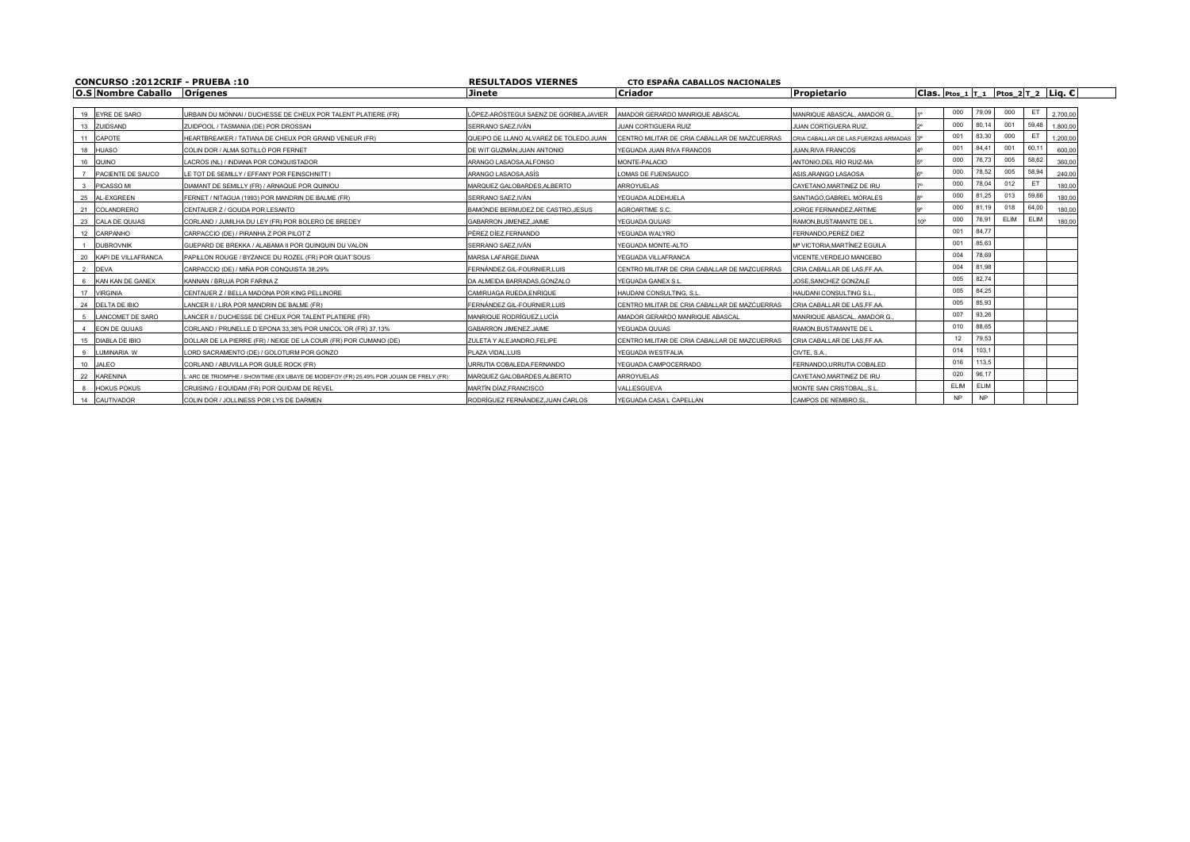**CONCURSO :2012CRIF - PRUEBA :10** **RESULTADOS VIERNES** **CTO ESPAÑA CABALLOS NACIONALES**

| O.S | Nombre Caballo | Orígenes | Jinete | Criador | Propietario | Clas. | Ptos_1 | T_1 | Ptos_2 | T_2 | Liq. € |
|---|---|---|---|---|---|---|---|---|---|---|---|
| 19 | EYRE DE SARO | URBAIN DU MONNAI / DUCHESSE DE CHEUX POR TALENT PLATIERE (FR) | LÓPEZ-ARÓSTEGUI SAENZ DE GORBEA,JAVIER | AMADOR GERARDO MANRIQUE ABASCAL | MANRIQUE ABASCAL, AMADOR G., | 1º | 000 | 79,09 | 000 | ET | 2.700,00 |
| 13 | ZUIDSAND | ZUIDPOOL / TASMANIA (DE) POR DROSSAN | SERRANO SAEZ,IVÁN | JUAN CORTIGUERA RUIZ | JUAN CORTIGUERA RUIZ, | 2º | 000 | 80,14 | 001 | 59,48 | 1.800,00 |
| 11 | CAPOTE | HEARTBREAKER / TATIANA DE CHEUX POR GRAND VENEUR (FR) | QUEIPO DE LLANO ALVAREZ DE TOLEDO,JUAN | CENTRO MILITAR DE CRIA CABALLAR DE MAZCUERRAS | CRIA CABALLAR DE LAS,FUERZAS ARMADAS | 3º | 001 | 83,30 | 000 | ET | 1.200,00 |
| 18 | HUASO | COLIN DOR / ALMA SOTILLO POR FERNET | DE WIT GUZMÁN,JUAN ANTONIO | YEGUADA JUAN RIVA FRANCOS | JUAN,RIVA FRANCOS | 4º | 001 | 84,41 | 001 | 60,11 | 600,00 |
| 16 | QUINO | LACROS (NL) / INDIANA POR CONQUISTADOR | ARANGO LASAOSA,ALFONSO | MONTE-PALACIO | ANTONIO,DEL RÍO RUIZ-MA | 5º | 000 | 76,73 | 005 | 58,62 | 360,00 |
| 7 | PACIENTE DE SAUCO | LE TOT DE SEMILLY / EFFANY POR FEINSCHNITT I | ARANGO LASAOSA,ASÍS | LOMAS DE FUENSAUCO | ASIS,ARANGO LASAOSA | 6º | 000 | 78,52 | 005 | 58,94 | 240,00 |
| 3 | PICASSO MI | DIAMANT DE SEMILLY (FR) / ARNAQUE POR QUINIOU | MARQUEZ GALOBARDES,ALBERTO | ARROYUELAS | CAYETANO,MARTINEZ DE IRU | 7º | 000 | 78,04 | 012 | ET | 180,00 |
| 25 | AL-EXGREEN | FERNET / NITAGUA (1993) POR MANDRIN DE BALME (FR) | SERRANO SAEZ,IVÁN | YEGUADA ALDEHUELA | SANTIAGO,GABRIEL MORALES | 8º | 000 | 81,25 | 013 | 59,66 | 180,00 |
| 21 | COLANDRERO | CENTAUER Z / GOUDA POR LESANTO | BAMONDE BERMUDEZ DE CASTRO,JESUS | AGROARTIME S.C. | JORGE FERNANDEZ,ARTIME | 9º | 000 | 81,19 | 018 | 64,00 | 180,00 |
| 23 | CALA DE QUIJAS | CORLAND / JUMILHA DU LEY (FR) POR BOLERO DE BREDEY | GABARRON JIMENEZ,JAIME | YEGUADA QUIJAS | RAMON,BUSTAMANTE DE L | 10º | 000 | 76,91 | ELIM | ELIM | 180,00 |
| 12 | CARPANHO | CARPACCIO (DE) / PIRANHA Z POR PILOT Z | PÉREZ DÍEZ,FERNANDO | YEGUADA WALYRO | FERNANDO,PEREZ DIEZ | | 001 | 84,77 | | | |
| 1 | DUBROVNIK | GUEPARD DE BREKKA / ALABAMA II POR QUINQUIN DU VALON | SERRANO SAEZ,IVÁN | YEGUADA MONTE-ALTO | Mª VICTORIA,MARTÍNEZ EGUILA | | 001 | 85,63 | | | |
| 20 | KAPI DE VILLAFRANCA | PAPILLON ROUGE / BYZANCE DU ROZEL (FR) POR QUAT´SOUS | MARSA LAFARGE,DIANA | YEGUADA VILLAFRANCA | VICENTE,VERDEJO MANCEBO | | 004 | 78,69 | | | |
| 2 | DEVA | CARPACCIO (DE) / MIÑA POR CONQUISTA 38,29% | FERNÁNDEZ GIL-FOURNIER,LUIS | CENTRO MILITAR DE CRIA CABALLAR DE MAZCUERRAS | CRIA CABALLAR DE LAS,FF.AA. | | 004 | 81,98 | | | |
| 6 | KAN KAN DE GANEX | KANNAN / BRUJA POR FARINA Z | DA ALMEIDA BARRADAS,GONZALO | YEGUADA GANEX S.L. | JOSE,SANCHEZ GONZALE | | 005 | 82,74 | | | |
| 17 | VIRGINIA | CENTAUER Z / BELLA MADONA POR KING PELLINORE | CAMIRUAGA RUEDA,ENRIQUE | HAUDANI CONSULTING, S.L. | HAUDANI CONSULTING S.L., | | 005 | 84,25 | | | |
| 24 | DELTA DE IBIO | LANCER II / LIRA POR MANDRIN DE BALME (FR) | FERNÁNDEZ GIL-FOURNIER,LUIS | CENTRO MILITAR DE CRIA CABALLAR DE MAZCUERRAS | CRIA CABALLAR DE LAS,FF.AA. | | 005 | 85,93 | | | |
| 5 | LANCOMET DE SARO | LANCER II / DUCHESSE DE CHEUX POR TALENT PLATIERE (FR) | MANRIQUE RODRÍGUEZ,LUCÍA | AMADOR GERARDO MANRIQUE ABASCAL | MANRIQUE ABASCAL, AMADOR G., | | 007 | 93,26 | | | |
| 4 | EON DE QUIJAS | CORLAND / PRUNELLE D´EPONA 33,38% POR UNICOL´OR (FR) 37,13% | GABARRON JIMENEZ,JAIME | YEGUADA QUIJAS | RAMON,BUSTAMANTE DE L | | 010 | 88,65 | | | |
| 15 | DIABLA DE IBIO | DOLLAR DE LA PIERRE (FR) / NEIGE DE LA COUR (FR) POR CUMANO (DE) | ZULETA Y ALEJANDRO,FELIPE | CENTRO MILITAR DE CRIA CABALLAR DE MAZCUERRAS | CRIA CABALLAR DE LAS,FF.AA. | | 12 | 79,53 | | | |
| 9 | LUMINARIA W | LORD SACRAMENTO (DE) / GOLOTURM POR GONZO | PLAZA VIDAL,LUIS | YEGUADA WESTFALIA | CIVTE, S.A., | | 014 | 103,1 | | | |
| 10 | JALEO | CORLAND / ABUVILLA POR GUILE ROCK (FR) | URRUTIA COBALEDA,FERNANDO | YEGUADA CAMPOCERRADO | FERNANDO,URRUTIA COBALED | | 016 | 113,5 | | | |
| 22 | KARENINA | L´ARC DE TRIOMPHE / SHOWTIME (EX UBAYE DE MODEFOY (FR) 25,49% POR JOUAN DE FRELY (FR) | MARQUEZ GALOBARDES,ALBERTO | ARROYUELAS | CAYETANO,MARTINEZ DE IRU | | 020 | 96,17 | | | |
| 8 | HOKUS POKUS | CRUISING / EQUIDAM (FR) POR QUIDAM DE REVEL | MARTÍN DÍAZ,FRANCISCO | VALLESGUEVA | MONTE SAN CRISTOBAL,,S.L. | | ELIM | ELIM | | | |
| 14 | CAUTIVADOR | COLIN DOR / JOLLINESS POR LYS DE DARMEN | RODRÍGUEZ FERNÁNDEZ,JUAN CARLOS | YEGUADA CASA L CAPELLAN | CAMPOS DE NEMBRO,SL, | | NP | NP | | | |